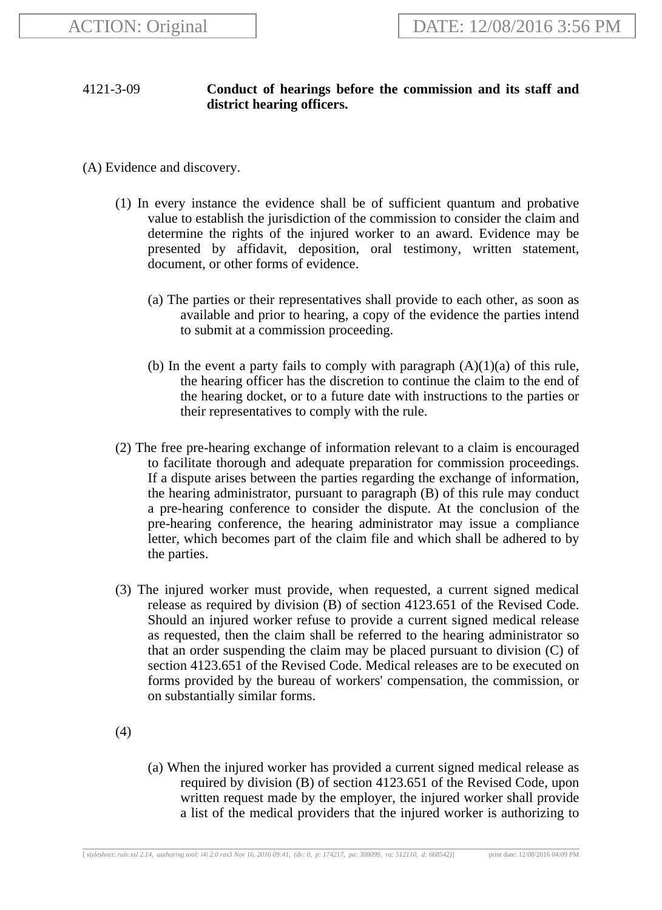ACTION: Original DATE: 12/08/2016 3:56 PM

4121-3-09 **Conduct of hearings before the commission and its staff and district hearing officers.**

(A) Evidence and discovery.

(1) In every instance the evidence shall be of sufficient quantum and probative value to establish the jurisdiction of the commission to consider the claim and determine the rights of the injured worker to an award. Evidence may be presented by affidavit, deposition, oral testimony, written statement, document, or other forms of evidence.

(a) The parties or their representatives shall provide to each other, as soon as available and prior to hearing, a copy of the evidence the parties intend to submit at a commission proceeding.

(b) In the event a party fails to comply with paragraph (A)(1)(a) of this rule, the hearing officer has the discretion to continue the claim to the end of the hearing docket, or to a future date with instructions to the parties or their representatives to comply with the rule.

(2) The free pre-hearing exchange of information relevant to a claim is encouraged to facilitate thorough and adequate preparation for commission proceedings. If a dispute arises between the parties regarding the exchange of information, the hearing administrator, pursuant to paragraph (B) of this rule may conduct a pre-hearing conference to consider the dispute. At the conclusion of the pre-hearing conference, the hearing administrator may issue a compliance letter, which becomes part of the claim file and which shall be adhered to by the parties.

(3) The injured worker must provide, when requested, a current signed medical release as required by division (B) of section 4123.651 of the Revised Code. Should an injured worker refuse to provide a current signed medical release as requested, then the claim shall be referred to the hearing administrator so that an order suspending the claim may be placed pursuant to division (C) of section 4123.651 of the Revised Code. Medical releases are to be executed on forms provided by the bureau of workers' compensation, the commission, or on substantially similar forms.

(4)

(a) When the injured worker has provided a current signed medical release as required by division (B) of section 4123.651 of the Revised Code, upon written request made by the employer, the injured worker shall provide a list of the medical providers that the injured worker is authorizing to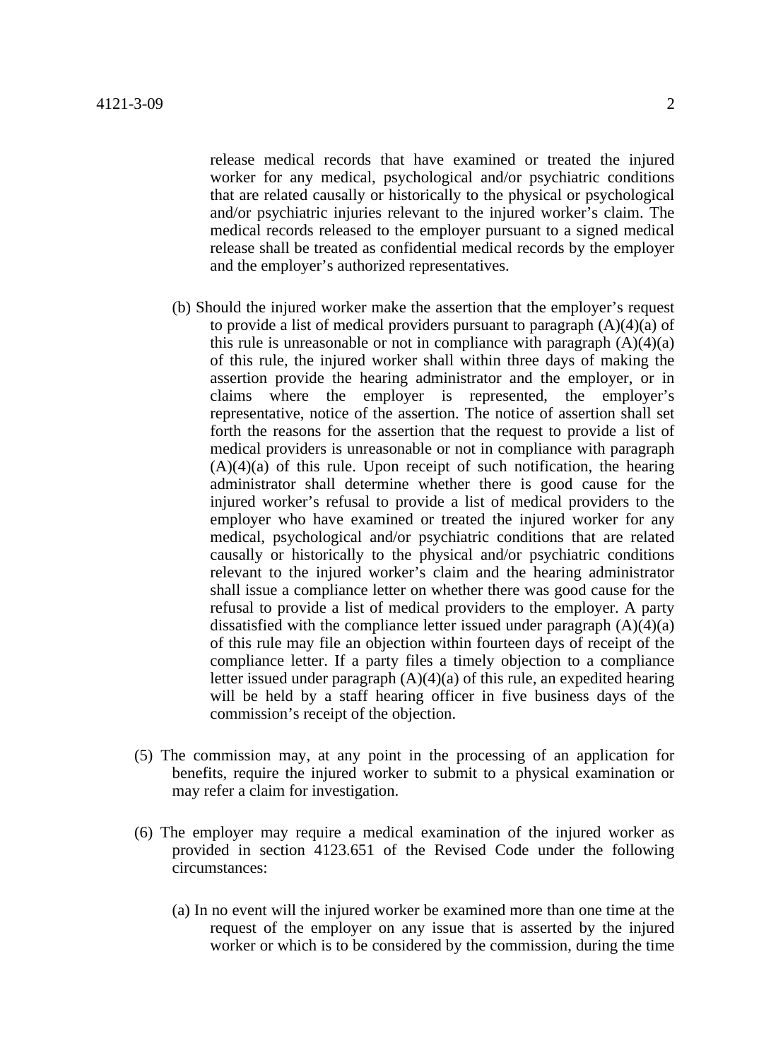release medical records that have examined or treated the injured worker for any medical, psychological and/or psychiatric conditions that are related causally or historically to the physical or psychological and/or psychiatric injuries relevant to the injured worker's claim. The medical records released to the employer pursuant to a signed medical release shall be treated as confidential medical records by the employer and the employer's authorized representatives.

(b) Should the injured worker make the assertion that the employer's request to provide a list of medical providers pursuant to paragraph (A)(4)(a) of this rule is unreasonable or not in compliance with paragraph (A)(4)(a) of this rule, the injured worker shall within three days of making the assertion provide the hearing administrator and the employer, or in claims where the employer is represented, the employer's representative, notice of the assertion. The notice of assertion shall set forth the reasons for the assertion that the request to provide a list of medical providers is unreasonable or not in compliance with paragraph (A)(4)(a) of this rule. Upon receipt of such notification, the hearing administrator shall determine whether there is good cause for the injured worker's refusal to provide a list of medical providers to the employer who have examined or treated the injured worker for any medical, psychological and/or psychiatric conditions that are related causally or historically to the physical and/or psychiatric conditions relevant to the injured worker's claim and the hearing administrator shall issue a compliance letter on whether there was good cause for the refusal to provide a list of medical providers to the employer. A party dissatisfied with the compliance letter issued under paragraph (A)(4)(a) of this rule may file an objection within fourteen days of receipt of the compliance letter. If a party files a timely objection to a compliance letter issued under paragraph (A)(4)(a) of this rule, an expedited hearing will be held by a staff hearing officer in five business days of the commission's receipt of the objection.

(5) The commission may, at any point in the processing of an application for benefits, require the injured worker to submit to a physical examination or may refer a claim for investigation.

(6) The employer may require a medical examination of the injured worker as provided in section 4123.651 of the Revised Code under the following circumstances:

(a) In no event will the injured worker be examined more than one time at the request of the employer on any issue that is asserted by the injured worker or which is to be considered by the commission, during the time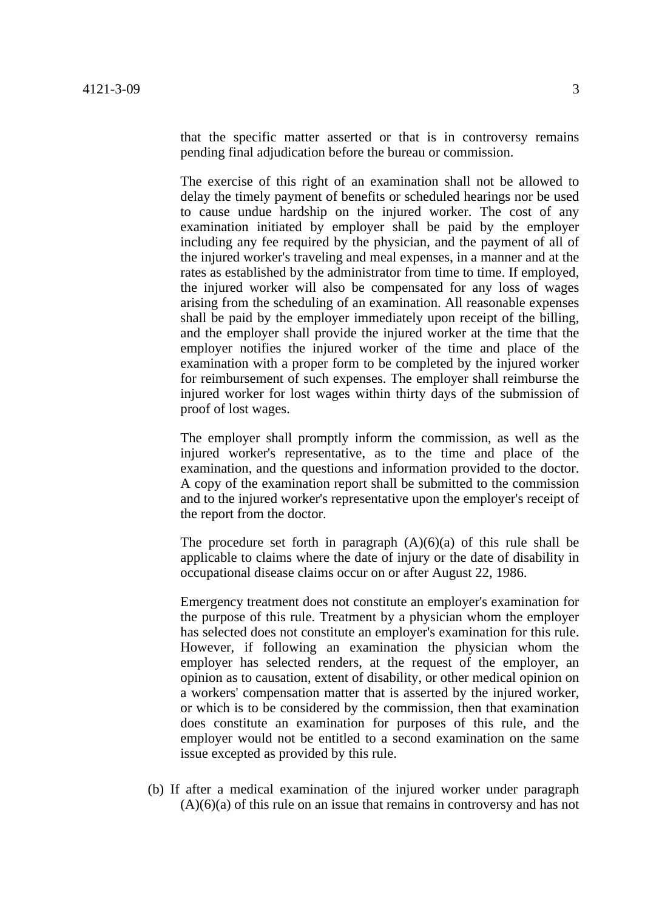that the specific matter asserted or that is in controversy remains pending final adjudication before the bureau or commission.

The exercise of this right of an examination shall not be allowed to delay the timely payment of benefits or scheduled hearings nor be used to cause undue hardship on the injured worker. The cost of any examination initiated by employer shall be paid by the employer including any fee required by the physician, and the payment of all of the injured worker's traveling and meal expenses, in a manner and at the rates as established by the administrator from time to time. If employed, the injured worker will also be compensated for any loss of wages arising from the scheduling of an examination. All reasonable expenses shall be paid by the employer immediately upon receipt of the billing, and the employer shall provide the injured worker at the time that the employer notifies the injured worker of the time and place of the examination with a proper form to be completed by the injured worker for reimbursement of such expenses. The employer shall reimburse the injured worker for lost wages within thirty days of the submission of proof of lost wages.

The employer shall promptly inform the commission, as well as the injured worker's representative, as to the time and place of the examination, and the questions and information provided to the doctor. A copy of the examination report shall be submitted to the commission and to the injured worker's representative upon the employer's receipt of the report from the doctor.

The procedure set forth in paragraph (A)(6)(a) of this rule shall be applicable to claims where the date of injury or the date of disability in occupational disease claims occur on or after August 22, 1986.

Emergency treatment does not constitute an employer's examination for the purpose of this rule. Treatment by a physician whom the employer has selected does not constitute an employer's examination for this rule. However, if following an examination the physician whom the employer has selected renders, at the request of the employer, an opinion as to causation, extent of disability, or other medical opinion on a workers' compensation matter that is asserted by the injured worker, or which is to be considered by the commission, then that examination does constitute an examination for purposes of this rule, and the employer would not be entitled to a second examination on the same issue excepted as provided by this rule.

(b) If after a medical examination of the injured worker under paragraph (A)(6)(a) of this rule on an issue that remains in controversy and has not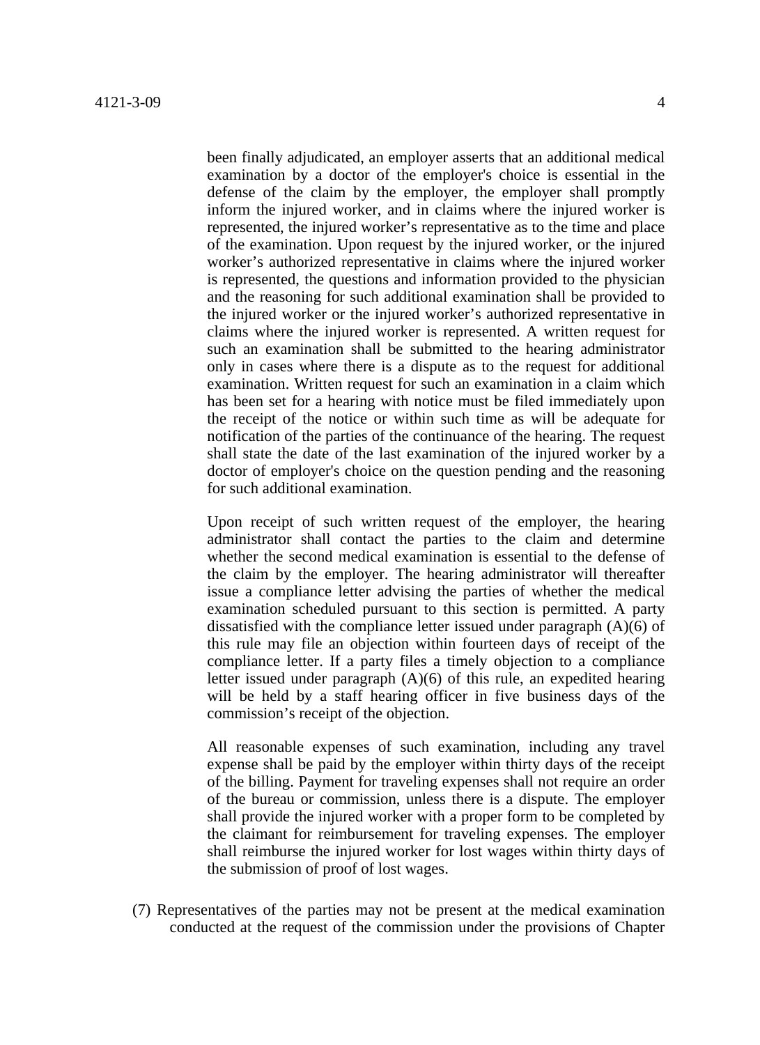been finally adjudicated, an employer asserts that an additional medical examination by a doctor of the employer's choice is essential in the defense of the claim by the employer, the employer shall promptly inform the injured worker, and in claims where the injured worker is represented, the injured worker's representative as to the time and place of the examination. Upon request by the injured worker, or the injured worker's authorized representative in claims where the injured worker is represented, the questions and information provided to the physician and the reasoning for such additional examination shall be provided to the injured worker or the injured worker's authorized representative in claims where the injured worker is represented. A written request for such an examination shall be submitted to the hearing administrator only in cases where there is a dispute as to the request for additional examination. Written request for such an examination in a claim which has been set for a hearing with notice must be filed immediately upon the receipt of the notice or within such time as will be adequate for notification of the parties of the continuance of the hearing. The request shall state the date of the last examination of the injured worker by a doctor of employer's choice on the question pending and the reasoning for such additional examination.

Upon receipt of such written request of the employer, the hearing administrator shall contact the parties to the claim and determine whether the second medical examination is essential to the defense of the claim by the employer. The hearing administrator will thereafter issue a compliance letter advising the parties of whether the medical examination scheduled pursuant to this section is permitted. A party dissatisfied with the compliance letter issued under paragraph (A)(6) of this rule may file an objection within fourteen days of receipt of the compliance letter. If a party files a timely objection to a compliance letter issued under paragraph (A)(6) of this rule, an expedited hearing will be held by a staff hearing officer in five business days of the commission's receipt of the objection.

All reasonable expenses of such examination, including any travel expense shall be paid by the employer within thirty days of the receipt of the billing. Payment for traveling expenses shall not require an order of the bureau or commission, unless there is a dispute. The employer shall provide the injured worker with a proper form to be completed by the claimant for reimbursement for traveling expenses. The employer shall reimburse the injured worker for lost wages within thirty days of the submission of proof of lost wages.

(7) Representatives of the parties may not be present at the medical examination conducted at the request of the commission under the provisions of Chapter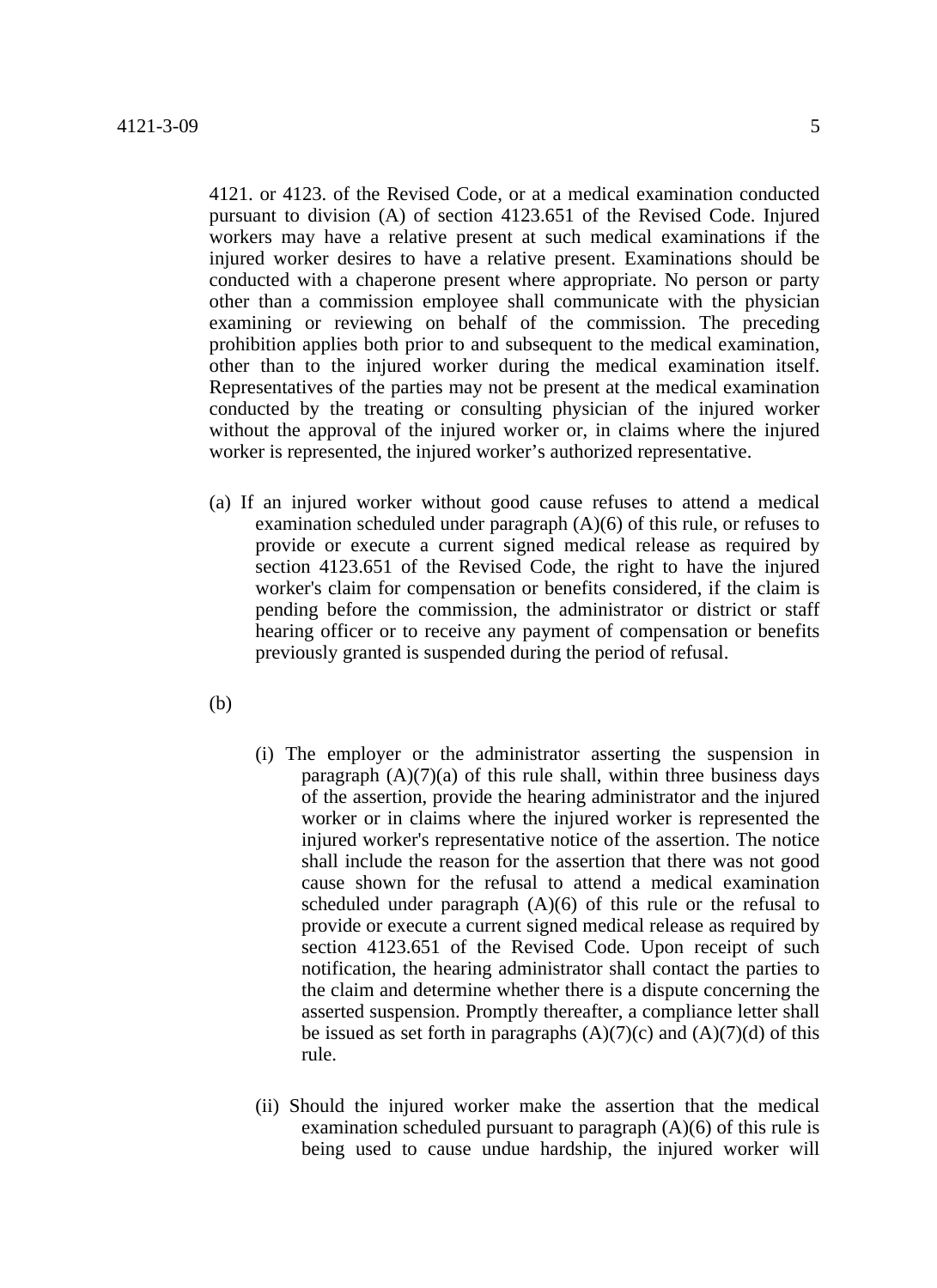4121. or 4123. of the Revised Code, or at a medical examination conducted pursuant to division (A) of section 4123.651 of the Revised Code. Injured workers may have a relative present at such medical examinations if the injured worker desires to have a relative present. Examinations should be conducted with a chaperone present where appropriate. No person or party other than a commission employee shall communicate with the physician examining or reviewing on behalf of the commission. The preceding prohibition applies both prior to and subsequent to the medical examination, other than to the injured worker during the medical examination itself. Representatives of the parties may not be present at the medical examination conducted by the treating or consulting physician of the injured worker without the approval of the injured worker or, in claims where the injured worker is represented, the injured worker's authorized representative.

(a) If an injured worker without good cause refuses to attend a medical examination scheduled under paragraph (A)(6) of this rule, or refuses to provide or execute a current signed medical release as required by section 4123.651 of the Revised Code, the right to have the injured worker's claim for compensation or benefits considered, if the claim is pending before the commission, the administrator or district or staff hearing officer or to receive any payment of compensation or benefits previously granted is suspended during the period of refusal.

(b)

(i) The employer or the administrator asserting the suspension in paragraph (A)(7)(a) of this rule shall, within three business days of the assertion, provide the hearing administrator and the injured worker or in claims where the injured worker is represented the injured worker's representative notice of the assertion. The notice shall include the reason for the assertion that there was not good cause shown for the refusal to attend a medical examination scheduled under paragraph (A)(6) of this rule or the refusal to provide or execute a current signed medical release as required by section 4123.651 of the Revised Code. Upon receipt of such notification, the hearing administrator shall contact the parties to the claim and determine whether there is a dispute concerning the asserted suspension. Promptly thereafter, a compliance letter shall be issued as set forth in paragraphs (A)(7)(c) and (A)(7)(d) of this rule.

(ii) Should the injured worker make the assertion that the medical examination scheduled pursuant to paragraph (A)(6) of this rule is being used to cause undue hardship, the injured worker will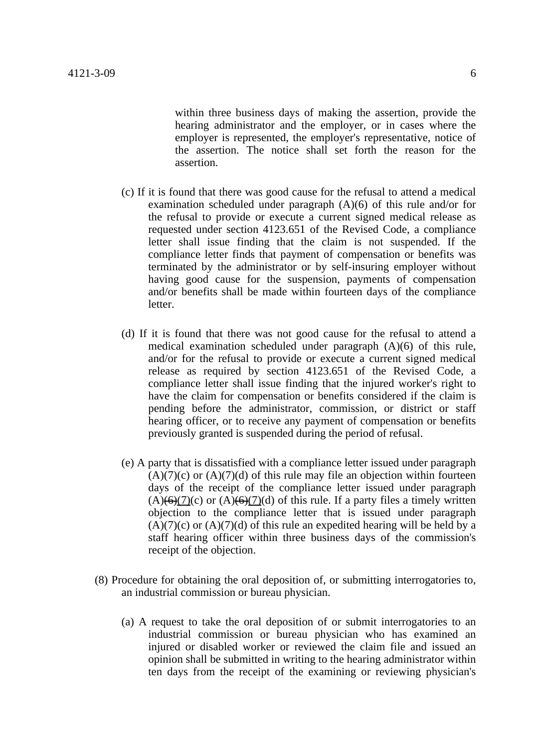within three business days of making the assertion, provide the hearing administrator and the employer, or in cases where the employer is represented, the employer's representative, notice of the assertion. The notice shall set forth the reason for the assertion.

(c) If it is found that there was good cause for the refusal to attend a medical examination scheduled under paragraph (A)(6) of this rule and/or for the refusal to provide or execute a current signed medical release as requested under section 4123.651 of the Revised Code, a compliance letter shall issue finding that the claim is not suspended. If the compliance letter finds that payment of compensation or benefits was terminated by the administrator or by self-insuring employer without having good cause for the suspension, payments of compensation and/or benefits shall be made within fourteen days of the compliance letter.

(d) If it is found that there was not good cause for the refusal to attend a medical examination scheduled under paragraph (A)(6) of this rule, and/or for the refusal to provide or execute a current signed medical release as required by section 4123.651 of the Revised Code, a compliance letter shall issue finding that the injured worker's right to have the claim for compensation or benefits considered if the claim is pending before the administrator, commission, or district or staff hearing officer, or to receive any payment of compensation or benefits previously granted is suspended during the period of refusal.

(e) A party that is dissatisfied with a compliance letter issued under paragraph (A)(7)(c) or (A)(7)(d) of this rule may file an objection within fourteen days of the receipt of the compliance letter issued under paragraph (A)~~(6)~~(7)(c) or (A)~~(6)~~(7)(d) of this rule. If a party files a timely written objection to the compliance letter that is issued under paragraph (A)(7)(c) or (A)(7)(d) of this rule an expedited hearing will be held by a staff hearing officer within three business days of the commission's receipt of the objection.

(8) Procedure for obtaining the oral deposition of, or submitting interrogatories to, an industrial commission or bureau physician.

(a) A request to take the oral deposition of or submit interrogatories to an industrial commission or bureau physician who has examined an injured or disabled worker or reviewed the claim file and issued an opinion shall be submitted in writing to the hearing administrator within ten days from the receipt of the examining or reviewing physician's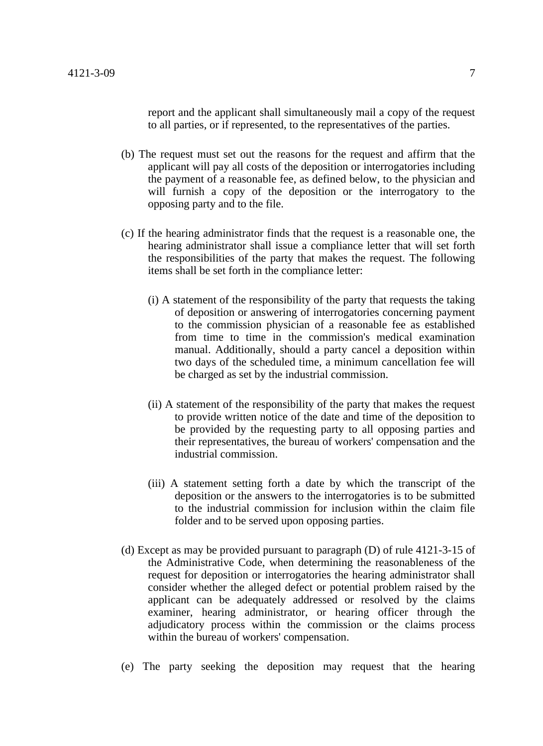report and the applicant shall simultaneously mail a copy of the request to all parties, or if represented, to the representatives of the parties.

(b) The request must set out the reasons for the request and affirm that the applicant will pay all costs of the deposition or interrogatories including the payment of a reasonable fee, as defined below, to the physician and will furnish a copy of the deposition or the interrogatory to the opposing party and to the file.

(c) If the hearing administrator finds that the request is a reasonable one, the hearing administrator shall issue a compliance letter that will set forth the responsibilities of the party that makes the request. The following items shall be set forth in the compliance letter:

(i) A statement of the responsibility of the party that requests the taking of deposition or answering of interrogatories concerning payment to the commission physician of a reasonable fee as established from time to time in the commission's medical examination manual. Additionally, should a party cancel a deposition within two days of the scheduled time, a minimum cancellation fee will be charged as set by the industrial commission.

(ii) A statement of the responsibility of the party that makes the request to provide written notice of the date and time of the deposition to be provided by the requesting party to all opposing parties and their representatives, the bureau of workers' compensation and the industrial commission.

(iii) A statement setting forth a date by which the transcript of the deposition or the answers to the interrogatories is to be submitted to the industrial commission for inclusion within the claim file folder and to be served upon opposing parties.

(d) Except as may be provided pursuant to paragraph (D) of rule 4121-3-15 of the Administrative Code, when determining the reasonableness of the request for deposition or interrogatories the hearing administrator shall consider whether the alleged defect or potential problem raised by the applicant can be adequately addressed or resolved by the claims examiner, hearing administrator, or hearing officer through the adjudicatory process within the commission or the claims process within the bureau of workers' compensation.

(e) The party seeking the deposition may request that the hearing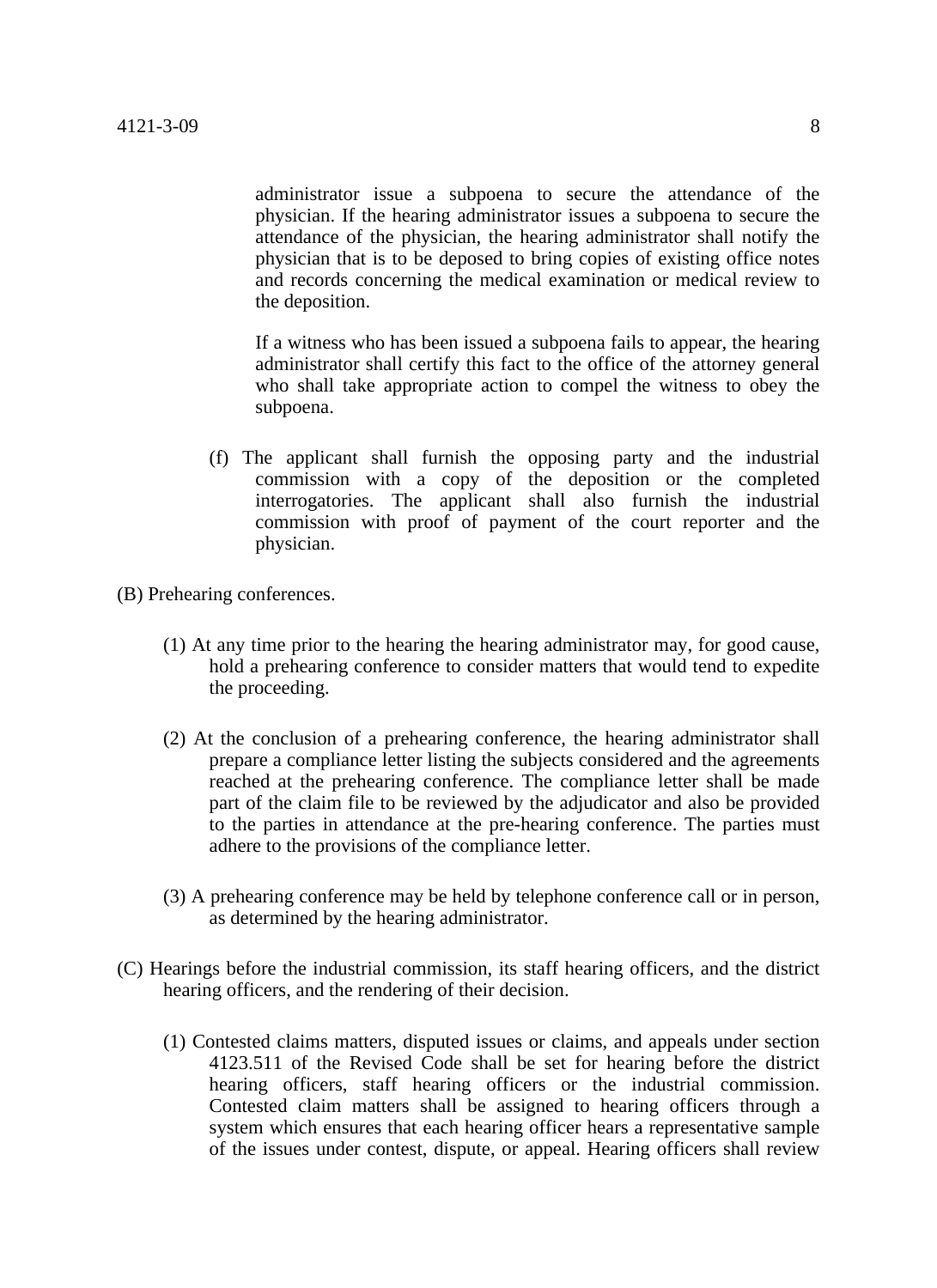administrator issue a subpoena to secure the attendance of the physician. If the hearing administrator issues a subpoena to secure the attendance of the physician, the hearing administrator shall notify the physician that is to be deposed to bring copies of existing office notes and records concerning the medical examination or medical review to the deposition.

If a witness who has been issued a subpoena fails to appear, the hearing administrator shall certify this fact to the office of the attorney general who shall take appropriate action to compel the witness to obey the subpoena.

(f) The applicant shall furnish the opposing party and the industrial commission with a copy of the deposition or the completed interrogatories. The applicant shall also furnish the industrial commission with proof of payment of the court reporter and the physician.

(B) Prehearing conferences.

(1) At any time prior to the hearing the hearing administrator may, for good cause, hold a prehearing conference to consider matters that would tend to expedite the proceeding.

(2) At the conclusion of a prehearing conference, the hearing administrator shall prepare a compliance letter listing the subjects considered and the agreements reached at the prehearing conference. The compliance letter shall be made part of the claim file to be reviewed by the adjudicator and also be provided to the parties in attendance at the pre-hearing conference. The parties must adhere to the provisions of the compliance letter.

(3) A prehearing conference may be held by telephone conference call or in person, as determined by the hearing administrator.

(C) Hearings before the industrial commission, its staff hearing officers, and the district hearing officers, and the rendering of their decision.

(1) Contested claims matters, disputed issues or claims, and appeals under section 4123.511 of the Revised Code shall be set for hearing before the district hearing officers, staff hearing officers or the industrial commission. Contested claim matters shall be assigned to hearing officers through a system which ensures that each hearing officer hears a representative sample of the issues under contest, dispute, or appeal. Hearing officers shall review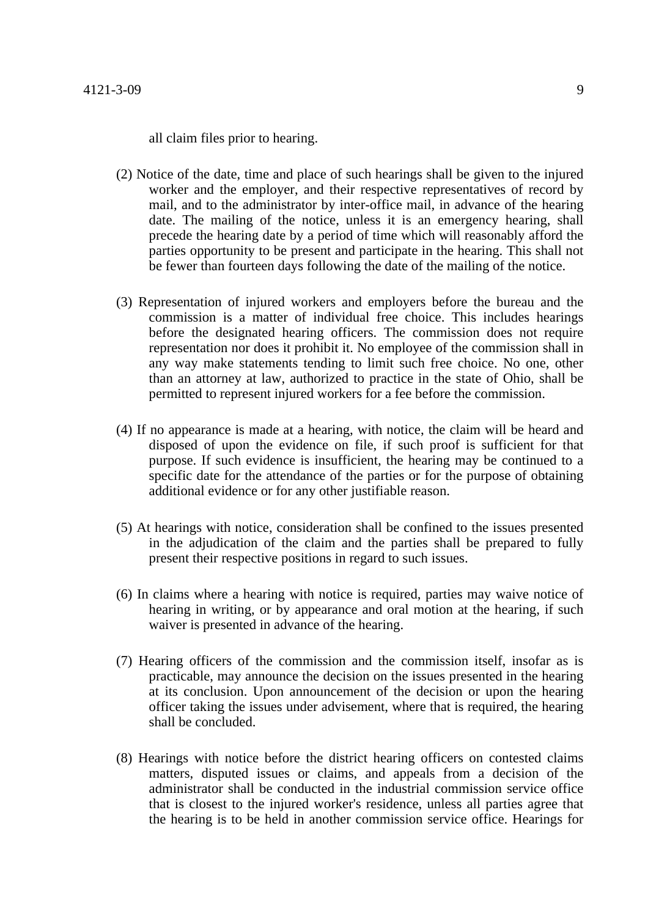all claim files prior to hearing.

(2) Notice of the date, time and place of such hearings shall be given to the injured worker and the employer, and their respective representatives of record by mail, and to the administrator by inter-office mail, in advance of the hearing date. The mailing of the notice, unless it is an emergency hearing, shall precede the hearing date by a period of time which will reasonably afford the parties opportunity to be present and participate in the hearing. This shall not be fewer than fourteen days following the date of the mailing of the notice.

(3) Representation of injured workers and employers before the bureau and the commission is a matter of individual free choice. This includes hearings before the designated hearing officers. The commission does not require representation nor does it prohibit it. No employee of the commission shall in any way make statements tending to limit such free choice. No one, other than an attorney at law, authorized to practice in the state of Ohio, shall be permitted to represent injured workers for a fee before the commission.

(4) If no appearance is made at a hearing, with notice, the claim will be heard and disposed of upon the evidence on file, if such proof is sufficient for that purpose. If such evidence is insufficient, the hearing may be continued to a specific date for the attendance of the parties or for the purpose of obtaining additional evidence or for any other justifiable reason.

(5) At hearings with notice, consideration shall be confined to the issues presented in the adjudication of the claim and the parties shall be prepared to fully present their respective positions in regard to such issues.

(6) In claims where a hearing with notice is required, parties may waive notice of hearing in writing, or by appearance and oral motion at the hearing, if such waiver is presented in advance of the hearing.

(7) Hearing officers of the commission and the commission itself, insofar as is practicable, may announce the decision on the issues presented in the hearing at its conclusion. Upon announcement of the decision or upon the hearing officer taking the issues under advisement, where that is required, the hearing shall be concluded.

(8) Hearings with notice before the district hearing officers on contested claims matters, disputed issues or claims, and appeals from a decision of the administrator shall be conducted in the industrial commission service office that is closest to the injured worker's residence, unless all parties agree that the hearing is to be held in another commission service office. Hearings for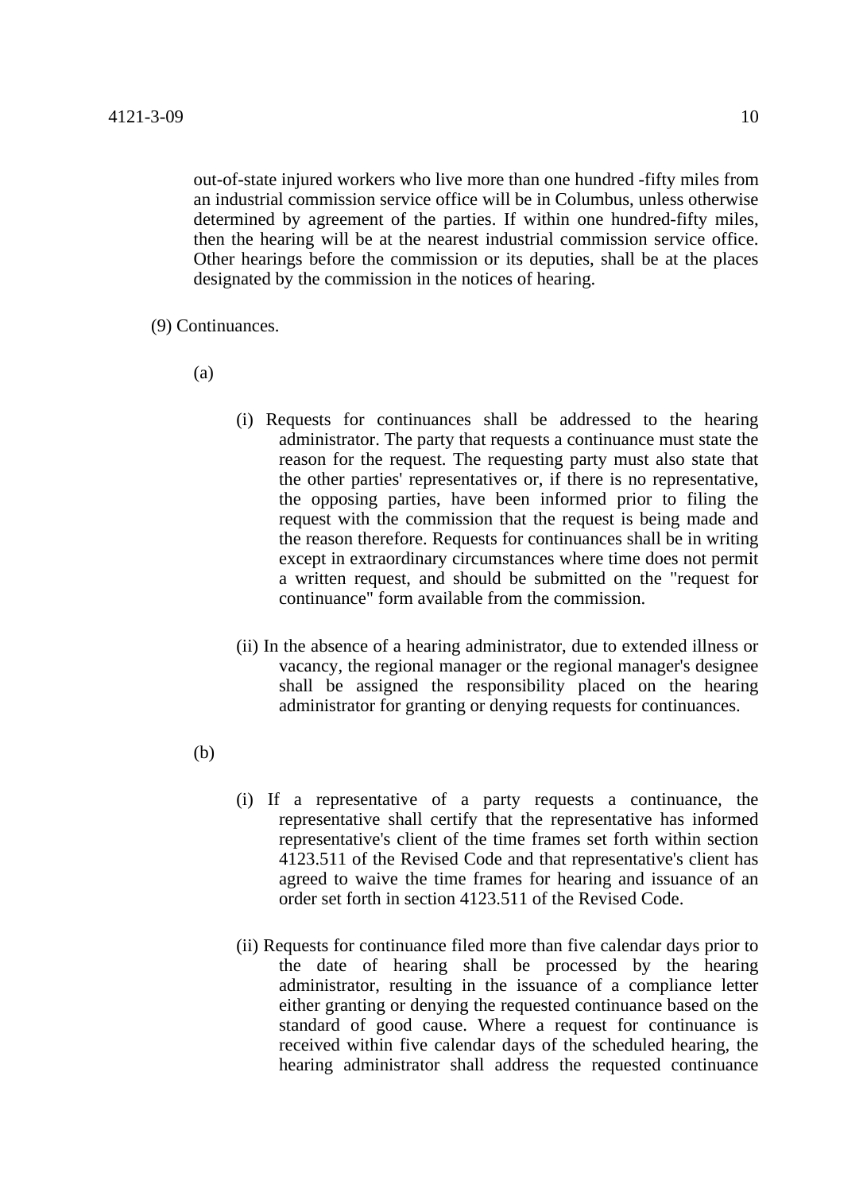out-of-state injured workers who live more than one hundred -fifty miles from an industrial commission service office will be in Columbus, unless otherwise determined by agreement of the parties. If within one hundred-fifty miles, then the hearing will be at the nearest industrial commission service office. Other hearings before the commission or its deputies, shall be at the places designated by the commission in the notices of hearing.

(9) Continuances.

(a)

(i) Requests for continuances shall be addressed to the hearing administrator. The party that requests a continuance must state the reason for the request. The requesting party must also state that the other parties' representatives or, if there is no representative, the opposing parties, have been informed prior to filing the request with the commission that the request is being made and the reason therefore. Requests for continuances shall be in writing except in extraordinary circumstances where time does not permit a written request, and should be submitted on the "request for continuance" form available from the commission.

(ii) In the absence of a hearing administrator, due to extended illness or vacancy, the regional manager or the regional manager's designee shall be assigned the responsibility placed on the hearing administrator for granting or denying requests for continuances.

(b)

(i) If a representative of a party requests a continuance, the representative shall certify that the representative has informed representative's client of the time frames set forth within section 4123.511 of the Revised Code and that representative's client has agreed to waive the time frames for hearing and issuance of an order set forth in section 4123.511 of the Revised Code.

(ii) Requests for continuance filed more than five calendar days prior to the date of hearing shall be processed by the hearing administrator, resulting in the issuance of a compliance letter either granting or denying the requested continuance based on the standard of good cause. Where a request for continuance is received within five calendar days of the scheduled hearing, the hearing administrator shall address the requested continuance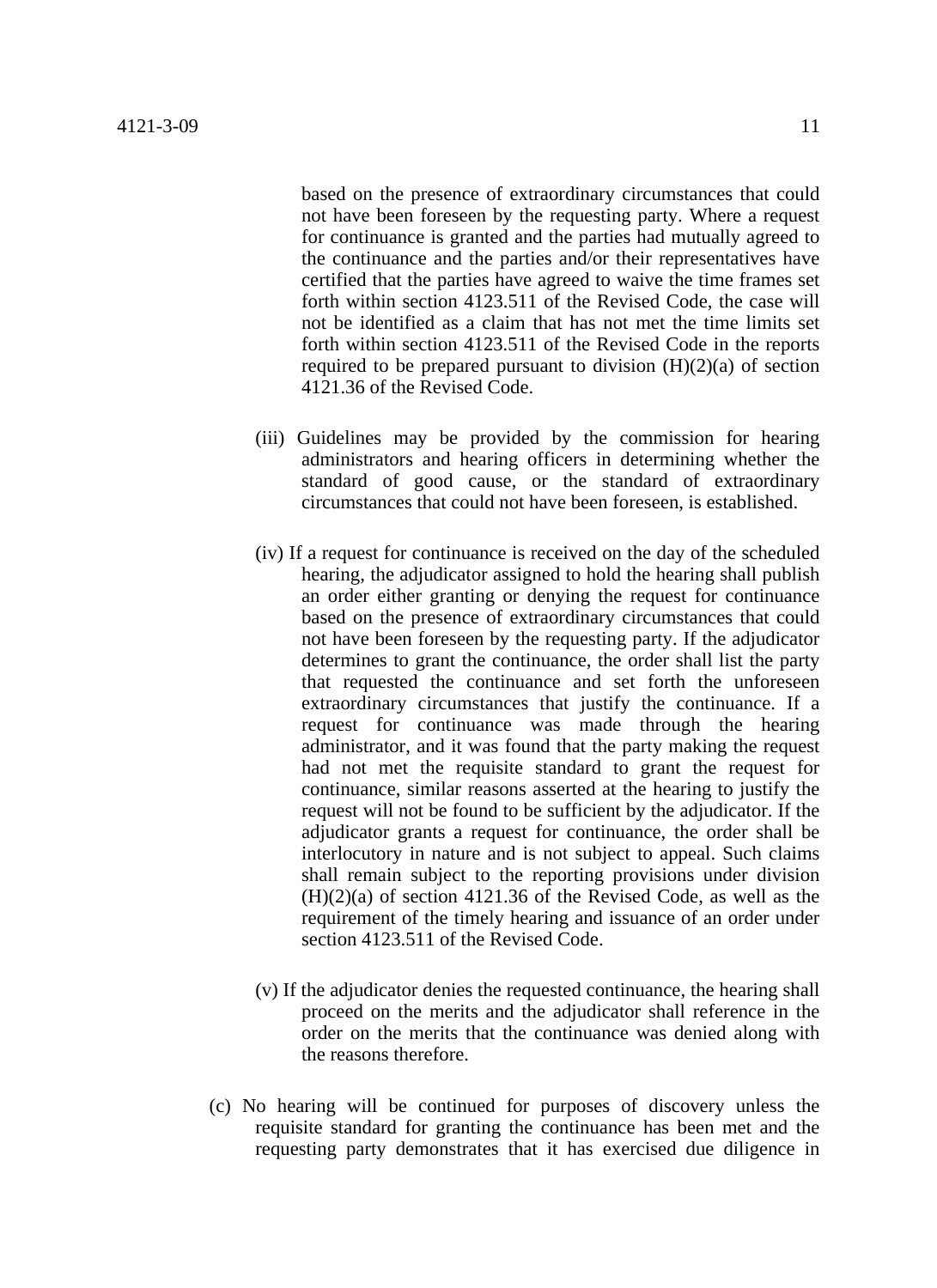based on the presence of extraordinary circumstances that could not have been foreseen by the requesting party. Where a request for continuance is granted and the parties had mutually agreed to the continuance and the parties and/or their representatives have certified that the parties have agreed to waive the time frames set forth within section 4123.511 of the Revised Code, the case will not be identified as a claim that has not met the time limits set forth within section 4123.511 of the Revised Code in the reports required to be prepared pursuant to division (H)(2)(a) of section 4121.36 of the Revised Code.

(iii) Guidelines may be provided by the commission for hearing administrators and hearing officers in determining whether the standard of good cause, or the standard of extraordinary circumstances that could not have been foreseen, is established.

(iv) If a request for continuance is received on the day of the scheduled hearing, the adjudicator assigned to hold the hearing shall publish an order either granting or denying the request for continuance based on the presence of extraordinary circumstances that could not have been foreseen by the requesting party. If the adjudicator determines to grant the continuance, the order shall list the party that requested the continuance and set forth the unforeseen extraordinary circumstances that justify the continuance. If a request for continuance was made through the hearing administrator, and it was found that the party making the request had not met the requisite standard to grant the request for continuance, similar reasons asserted at the hearing to justify the request will not be found to be sufficient by the adjudicator. If the adjudicator grants a request for continuance, the order shall be interlocutory in nature and is not subject to appeal. Such claims shall remain subject to the reporting provisions under division (H)(2)(a) of section 4121.36 of the Revised Code, as well as the requirement of the timely hearing and issuance of an order under section 4123.511 of the Revised Code.

(v) If the adjudicator denies the requested continuance, the hearing shall proceed on the merits and the adjudicator shall reference in the order on the merits that the continuance was denied along with the reasons therefore.

(c) No hearing will be continued for purposes of discovery unless the requisite standard for granting the continuance has been met and the requesting party demonstrates that it has exercised due diligence in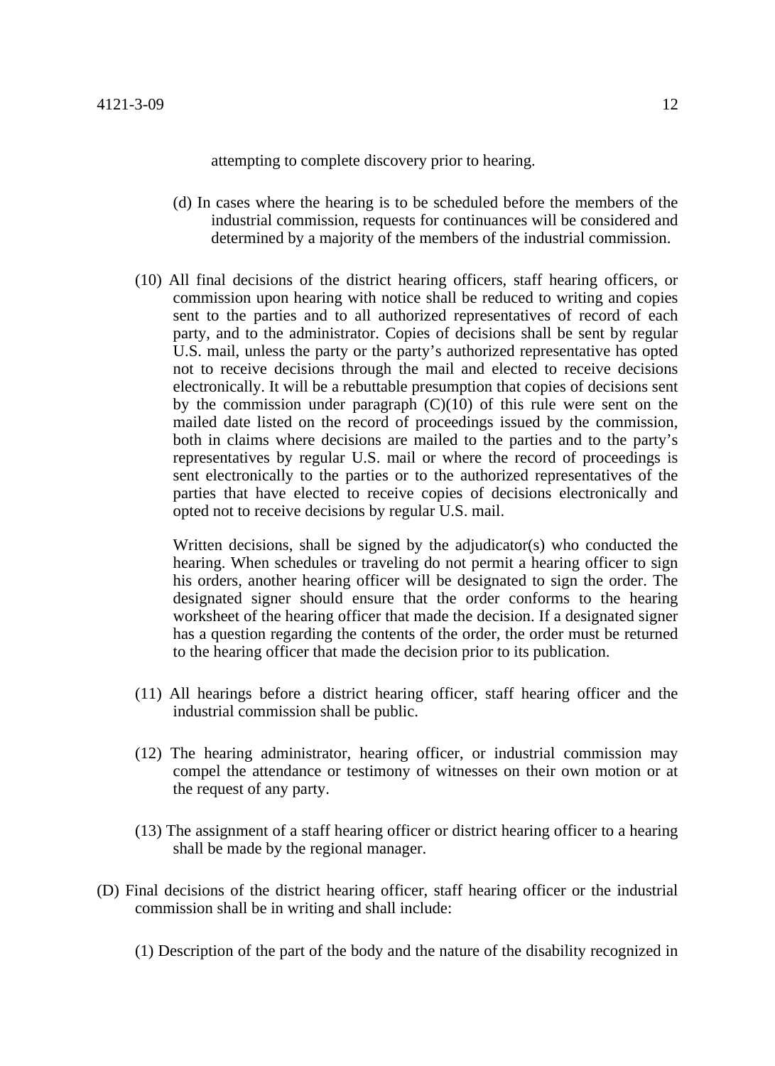attempting to complete discovery prior to hearing.

(d) In cases where the hearing is to be scheduled before the members of the industrial commission, requests for continuances will be considered and determined by a majority of the members of the industrial commission.

(10) All final decisions of the district hearing officers, staff hearing officers, or commission upon hearing with notice shall be reduced to writing and copies sent to the parties and to all authorized representatives of record of each party, and to the administrator. Copies of decisions shall be sent by regular U.S. mail, unless the party or the party's authorized representative has opted not to receive decisions through the mail and elected to receive decisions electronically. It will be a rebuttable presumption that copies of decisions sent by the commission under paragraph (C)(10) of this rule were sent on the mailed date listed on the record of proceedings issued by the commission, both in claims where decisions are mailed to the parties and to the party's representatives by regular U.S. mail or where the record of proceedings is sent electronically to the parties or to the authorized representatives of the parties that have elected to receive copies of decisions electronically and opted not to receive decisions by regular U.S. mail.

Written decisions, shall be signed by the adjudicator(s) who conducted the hearing. When schedules or traveling do not permit a hearing officer to sign his orders, another hearing officer will be designated to sign the order. The designated signer should ensure that the order conforms to the hearing worksheet of the hearing officer that made the decision. If a designated signer has a question regarding the contents of the order, the order must be returned to the hearing officer that made the decision prior to its publication.

(11) All hearings before a district hearing officer, staff hearing officer and the industrial commission shall be public.

(12) The hearing administrator, hearing officer, or industrial commission may compel the attendance or testimony of witnesses on their own motion or at the request of any party.

(13) The assignment of a staff hearing officer or district hearing officer to a hearing shall be made by the regional manager.

(D) Final decisions of the district hearing officer, staff hearing officer or the industrial commission shall be in writing and shall include:

(1) Description of the part of the body and the nature of the disability recognized in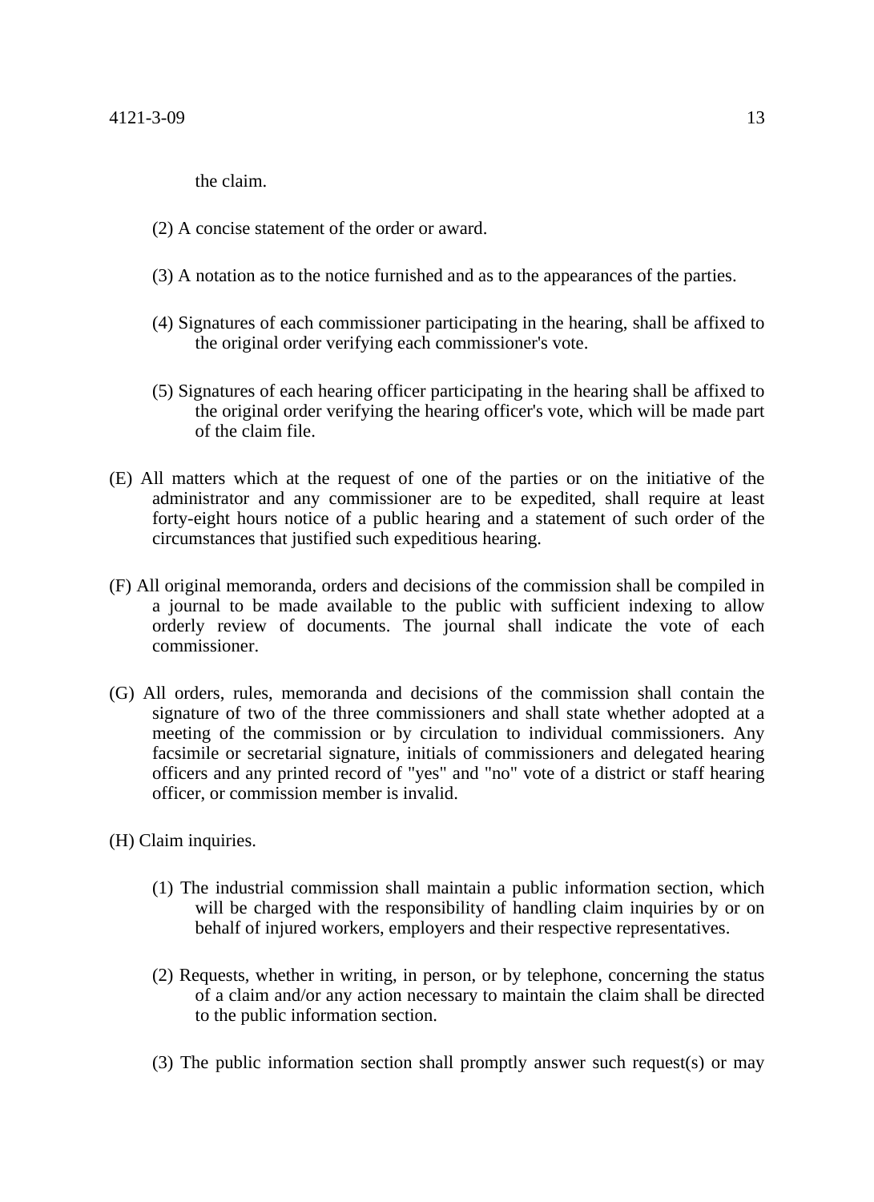the claim.

(2) A concise statement of the order or award.

(3) A notation as to the notice furnished and as to the appearances of the parties.

(4) Signatures of each commissioner participating in the hearing, shall be affixed to the original order verifying each commissioner's vote.

(5) Signatures of each hearing officer participating in the hearing shall be affixed to the original order verifying the hearing officer's vote, which will be made part of the claim file.

(E) All matters which at the request of one of the parties or on the initiative of the administrator and any commissioner are to be expedited, shall require at least forty-eight hours notice of a public hearing and a statement of such order of the circumstances that justified such expeditious hearing.

(F) All original memoranda, orders and decisions of the commission shall be compiled in a journal to be made available to the public with sufficient indexing to allow orderly review of documents. The journal shall indicate the vote of each commissioner.

(G) All orders, rules, memoranda and decisions of the commission shall contain the signature of two of the three commissioners and shall state whether adopted at a meeting of the commission or by circulation to individual commissioners. Any facsimile or secretarial signature, initials of commissioners and delegated hearing officers and any printed record of "yes" and "no" vote of a district or staff hearing officer, or commission member is invalid.

(H) Claim inquiries.

(1) The industrial commission shall maintain a public information section, which will be charged with the responsibility of handling claim inquiries by or on behalf of injured workers, employers and their respective representatives.

(2) Requests, whether in writing, in person, or by telephone, concerning the status of a claim and/or any action necessary to maintain the claim shall be directed to the public information section.

(3) The public information section shall promptly answer such request(s) or may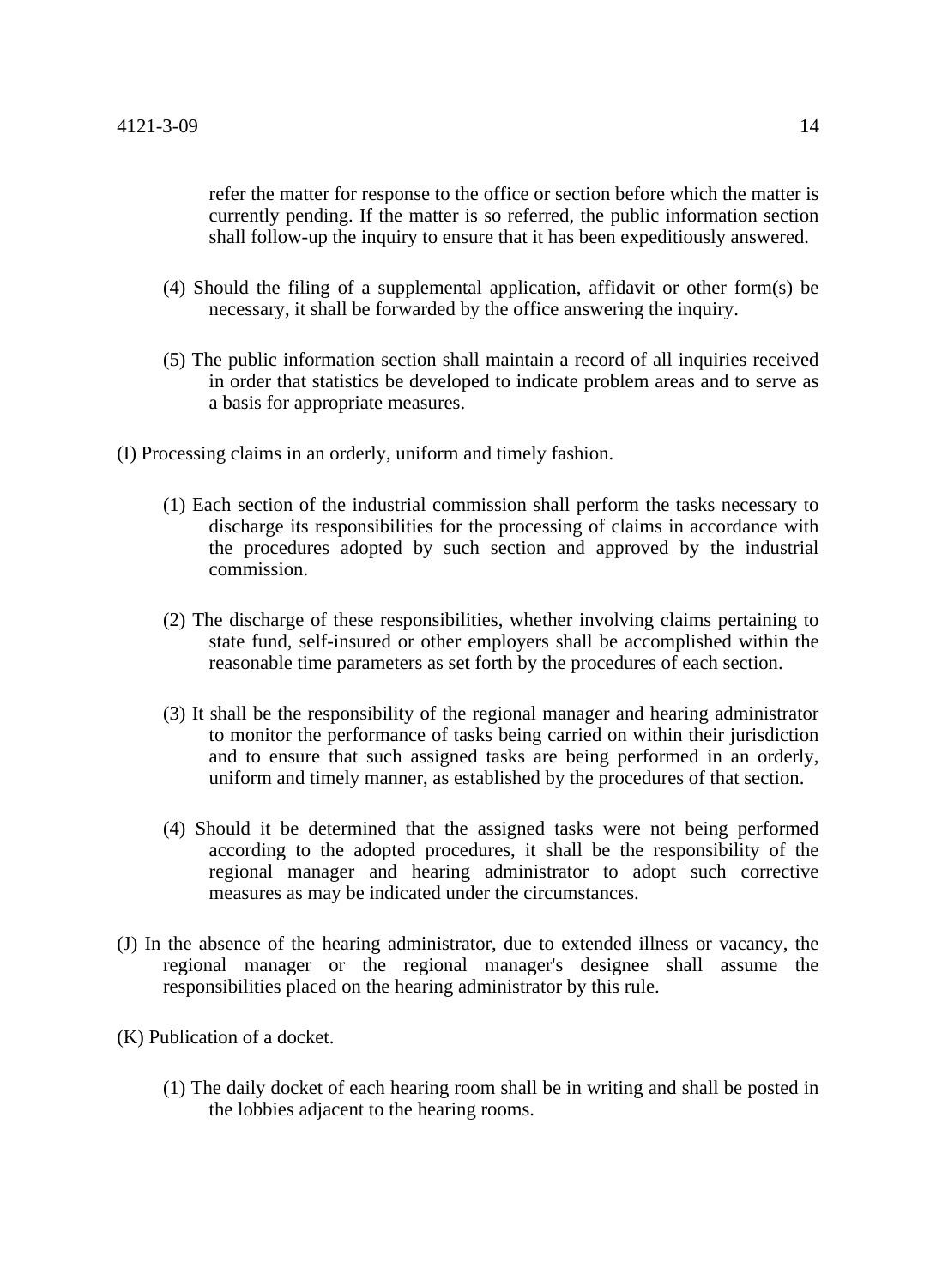refer the matter for response to the office or section before which the matter is currently pending. If the matter is so referred, the public information section shall follow-up the inquiry to ensure that it has been expeditiously answered.

(4) Should the filing of a supplemental application, affidavit or other form(s) be necessary, it shall be forwarded by the office answering the inquiry.

(5) The public information section shall maintain a record of all inquiries received in order that statistics be developed to indicate problem areas and to serve as a basis for appropriate measures.

(I) Processing claims in an orderly, uniform and timely fashion.

(1) Each section of the industrial commission shall perform the tasks necessary to discharge its responsibilities for the processing of claims in accordance with the procedures adopted by such section and approved by the industrial commission.

(2) The discharge of these responsibilities, whether involving claims pertaining to state fund, self-insured or other employers shall be accomplished within the reasonable time parameters as set forth by the procedures of each section.

(3) It shall be the responsibility of the regional manager and hearing administrator to monitor the performance of tasks being carried on within their jurisdiction and to ensure that such assigned tasks are being performed in an orderly, uniform and timely manner, as established by the procedures of that section.

(4) Should it be determined that the assigned tasks were not being performed according to the adopted procedures, it shall be the responsibility of the regional manager and hearing administrator to adopt such corrective measures as may be indicated under the circumstances.

(J) In the absence of the hearing administrator, due to extended illness or vacancy, the regional manager or the regional manager's designee shall assume the responsibilities placed on the hearing administrator by this rule.

(K) Publication of a docket.

(1) The daily docket of each hearing room shall be in writing and shall be posted in the lobbies adjacent to the hearing rooms.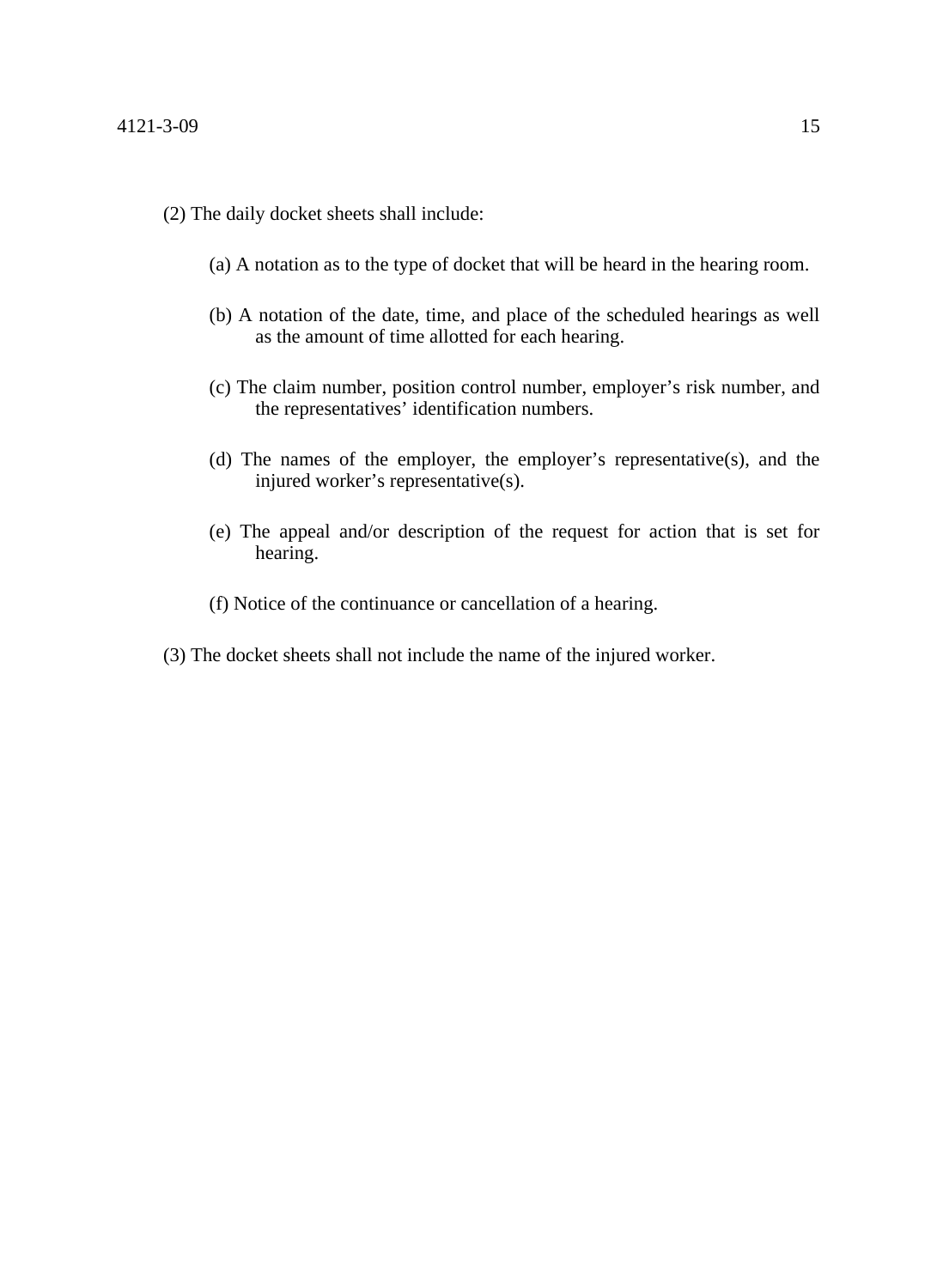(2) The daily docket sheets shall include:

(a) A notation as to the type of docket that will be heard in the hearing room.

(b) A notation of the date, time, and place of the scheduled hearings as well as the amount of time allotted for each hearing.

(c) The claim number, position control number, employer's risk number, and the representatives' identification numbers.

(d) The names of the employer, the employer's representative(s), and the injured worker's representative(s).

(e) The appeal and/or description of the request for action that is set for hearing.

(f) Notice of the continuance or cancellation of a hearing.

(3) The docket sheets shall not include the name of the injured worker.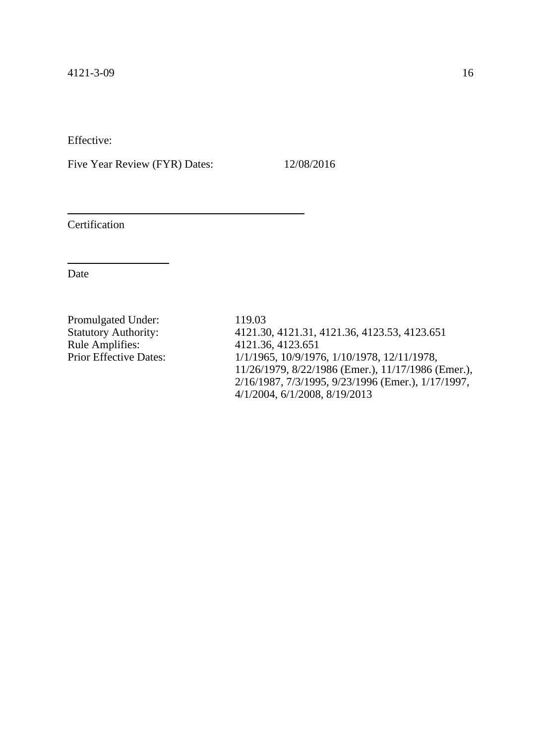Effective:

Five Year Review (FYR) Dates: 12/08/2016

_______________________________________

Certification

________________

Date

| | |
|---|---|
| Promulgated Under: | 119.03 |
| Statutory Authority: | 4121.30, 4121.31, 4121.36, 4123.53, 4123.651 |
| Rule Amplifies: | 4121.36, 4123.651 |
| Prior Effective Dates: | 1/1/1965, 10/9/1976, 1/10/1978, 12/11/1978, 11/26/1979, 8/22/1986 (Emer.), 11/17/1986 (Emer.), 2/16/1987, 7/3/1995, 9/23/1996 (Emer.), 1/17/1997, 4/1/2004, 6/1/2008, 8/19/2013 |